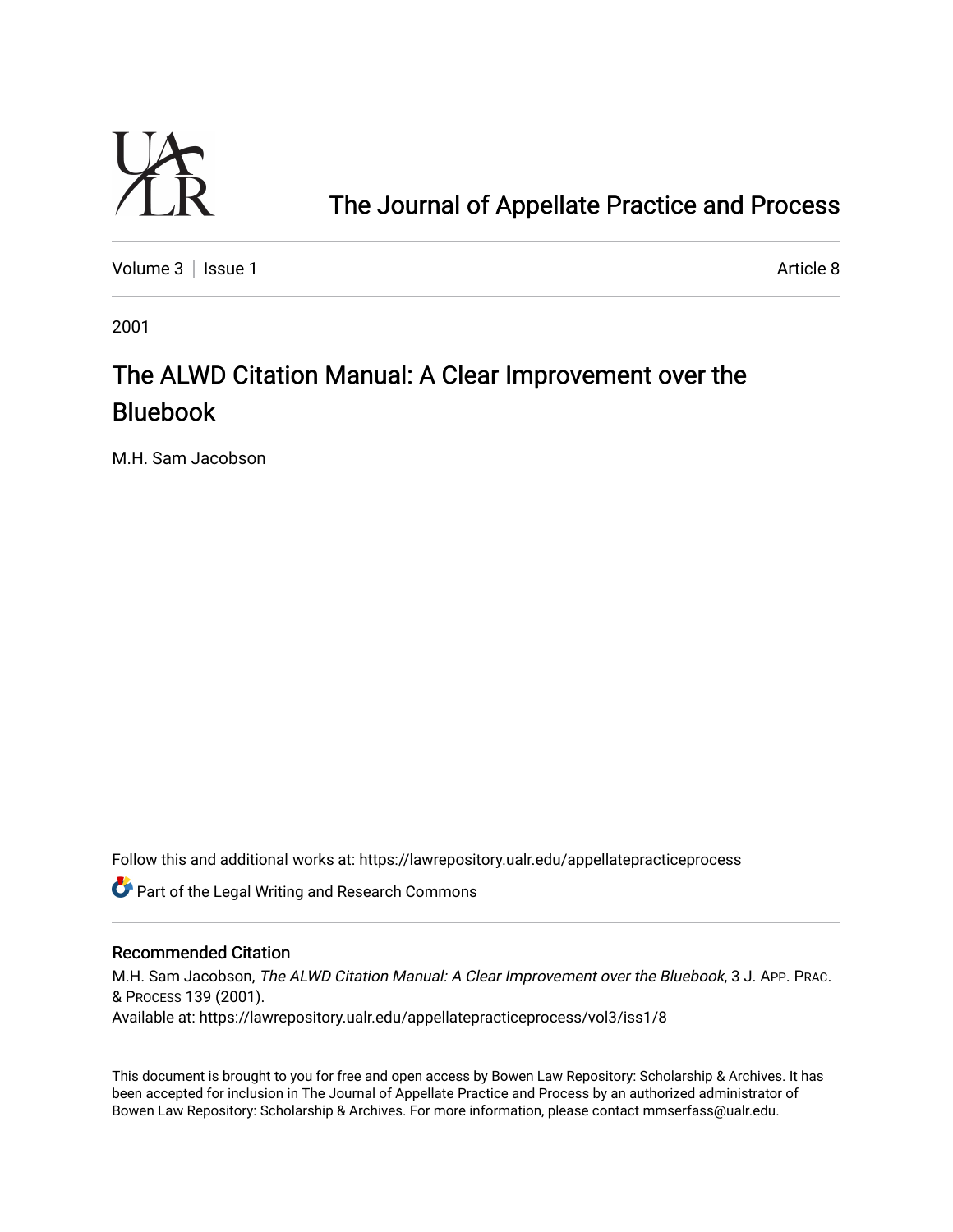# The Journal of Appellate Practice and Process

Volume 3 | Issue 1 Article 8

2001

## The ALWD Citation Manual: A Clear Improvement over the Bluebook

M.H. Sam Jacobson

Follow this and additional works at: https://lawrepository.ualr.edu/appellatepracticeprocess

Part of the Legal Writing and Research Commons

### Recommended Citation

M.H. Sam Jacobson, *The ALWD Citation Manual: A Clear Improvement over the Bluebook*, 3 J. APP. PRAC. & PROCESS 139 (2001).
Available at: https://lawrepository.ualr.edu/appellatepracticeprocess/vol3/iss1/8

This document is brought to you for free and open access by Bowen Law Repository: Scholarship & Archives. It has been accepted for inclusion in The Journal of Appellate Practice and Process by an authorized administrator of Bowen Law Repository: Scholarship & Archives. For more information, please contact mmserfass@ualr.edu.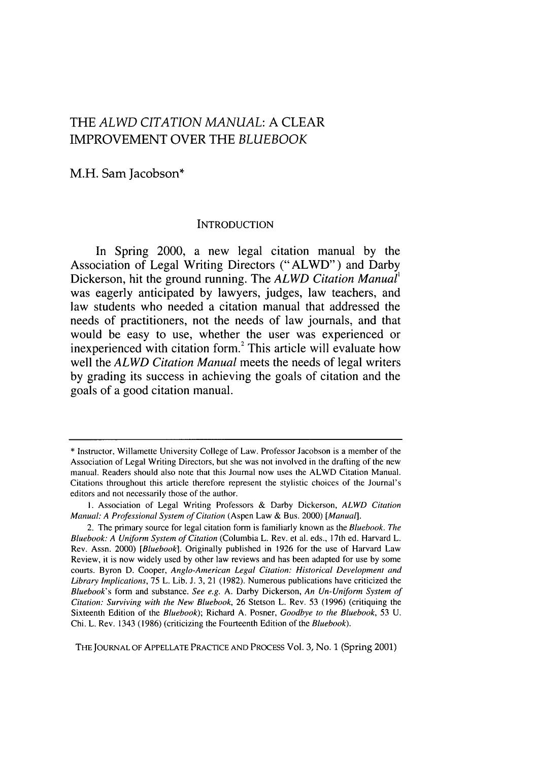# THE *ALWD CITATION MANUAL*: A CLEAR IMPROVEMENT OVER THE *BLUEBOOK*

M.H. Sam Jacobson*

## INTRODUCTION

In Spring 2000, a new legal citation manual by the Association of Legal Writing Directors ("ALWD") and Darby Dickerson, hit the ground running. The *ALWD Citation Manual*[1] was eagerly anticipated by lawyers, judges, law teachers, and law students who needed a citation manual that addressed the needs of practitioners, not the needs of law journals, and that would be easy to use, whether the user was experienced or inexperienced with citation form.[2] This article will evaluate how well the *ALWD Citation Manual* meets the needs of legal writers by grading its success in achieving the goals of citation and the goals of a good citation manual.

---

\* Instructor, Willamette University College of Law. Professor Jacobson is a member of the Association of Legal Writing Directors, but she was not involved in the drafting of the new manual. Readers should also note that this Journal now uses the ALWD Citation Manual. Citations throughout this article therefore represent the stylistic choices of the Journal's editors and not necessarily those of the author.

1. Association of Legal Writing Professors & Darby Dickerson, *ALWD Citation Manual: A Professional System of Citation* (Aspen Law & Bus. 2000) [*Manual*].

2. The primary source for legal citation form is familiarly known as the *Bluebook*. *The Bluebook: A Uniform System of Citation* (Columbia L. Rev. et al. eds., 17th ed. Harvard L. Rev. Assn. 2000) [*Bluebook*]. Originally published in 1926 for the use of Harvard Law Review, it is now widely used by other law reviews and has been adapted for use by some courts. Byron D. Cooper, *Anglo-American Legal Citation: Historical Development and Library Implications*, 75 L. Lib. J. 3, 21 (1982). Numerous publications have criticized the *Bluebook*'s form and substance. *See e.g.* A. Darby Dickerson, *An Un-Uniform System of Citation: Surviving with the New Bluebook*, 26 Stetson L. Rev. 53 (1996) (critiquing the Sixteenth Edition of the *Bluebook*); Richard A. Posner, *Goodbye to the Bluebook*, 53 U. Chi. L. Rev. 1343 (1986) (criticizing the Fourteenth Edition of the *Bluebook*).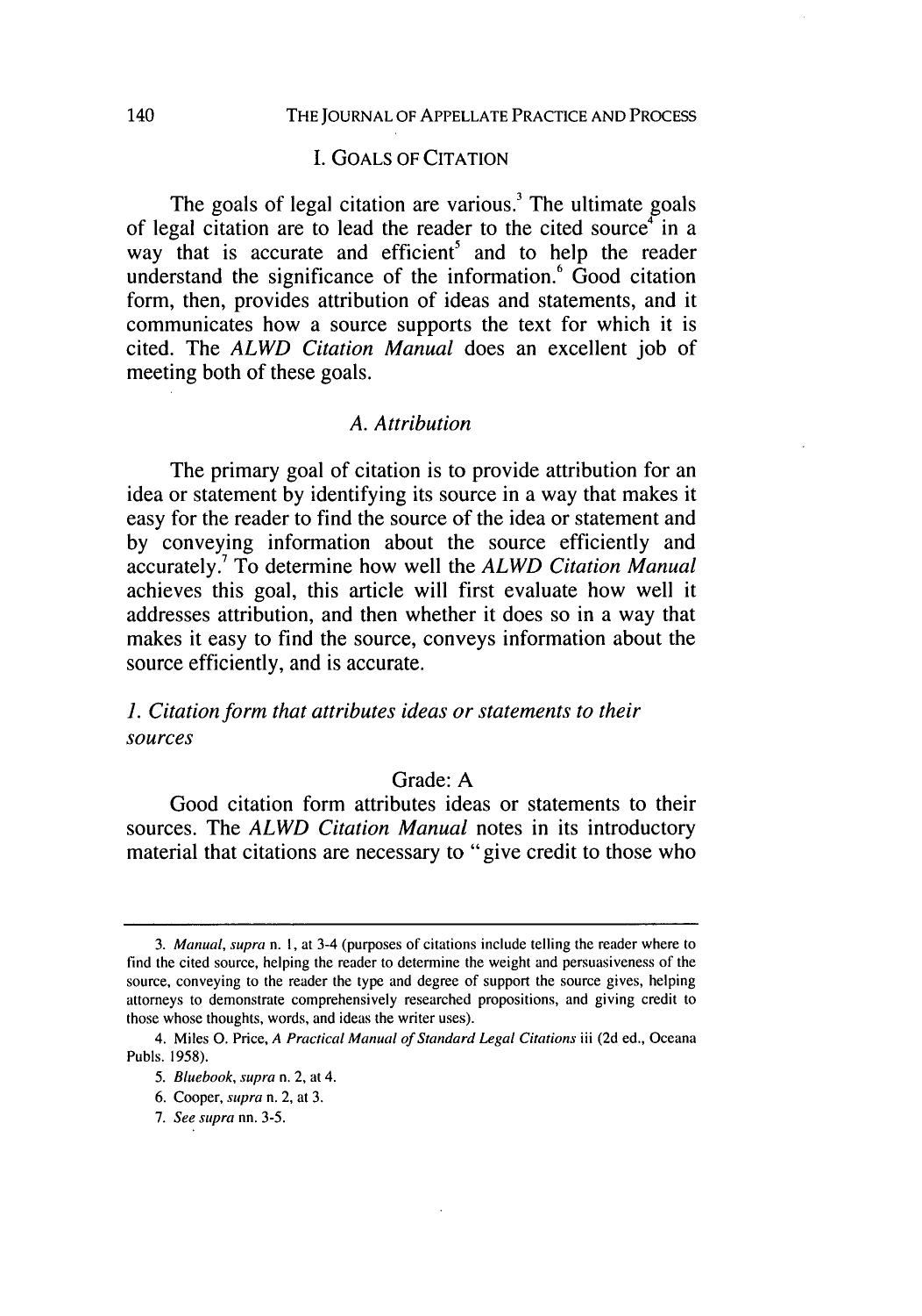## I. GOALS OF CITATION

The goals of legal citation are various.[3] The ultimate goals of legal citation are to lead the reader to the cited source[4] in a way that is accurate and efficient[5] and to help the reader understand the significance of the information.[6] Good citation form, then, provides attribution of ideas and statements, and it communicates how a source supports the text for which it is cited. The *ALWD Citation Manual* does an excellent job of meeting both of these goals.

### *A. Attribution*

The primary goal of citation is to provide attribution for an idea or statement by identifying its source in a way that makes it easy for the reader to find the source of the idea or statement and by conveying information about the source efficiently and accurately.[7] To determine how well the *ALWD Citation Manual* achieves this goal, this article will first evaluate how well it addresses attribution, and then whether it does so in a way that makes it easy to find the source, conveys information about the source efficiently, and is accurate.

#### *1. Citation form that attributes ideas or statements to their sources*

Grade: A

Good citation form attributes ideas or statements to their sources. The *ALWD Citation Manual* notes in its introductory material that citations are necessary to "give credit to those who

---

3. *Manual*, *supra* n. 1, at 3-4 (purposes of citations include telling the reader where to find the cited source, helping the reader to determine the weight and persuasiveness of the source, conveying to the reader the type and degree of support the source gives, helping attorneys to demonstrate comprehensively researched propositions, and giving credit to those whose thoughts, words, and ideas the writer uses).

4. Miles O. Price, *A Practical Manual of Standard Legal Citations* iii (2d ed., Oceana Publs. 1958).

5. *Bluebook*, *supra* n. 2, at 4.

6. Cooper, *supra* n. 2, at 3.

7. *See supra* nn. 3-5.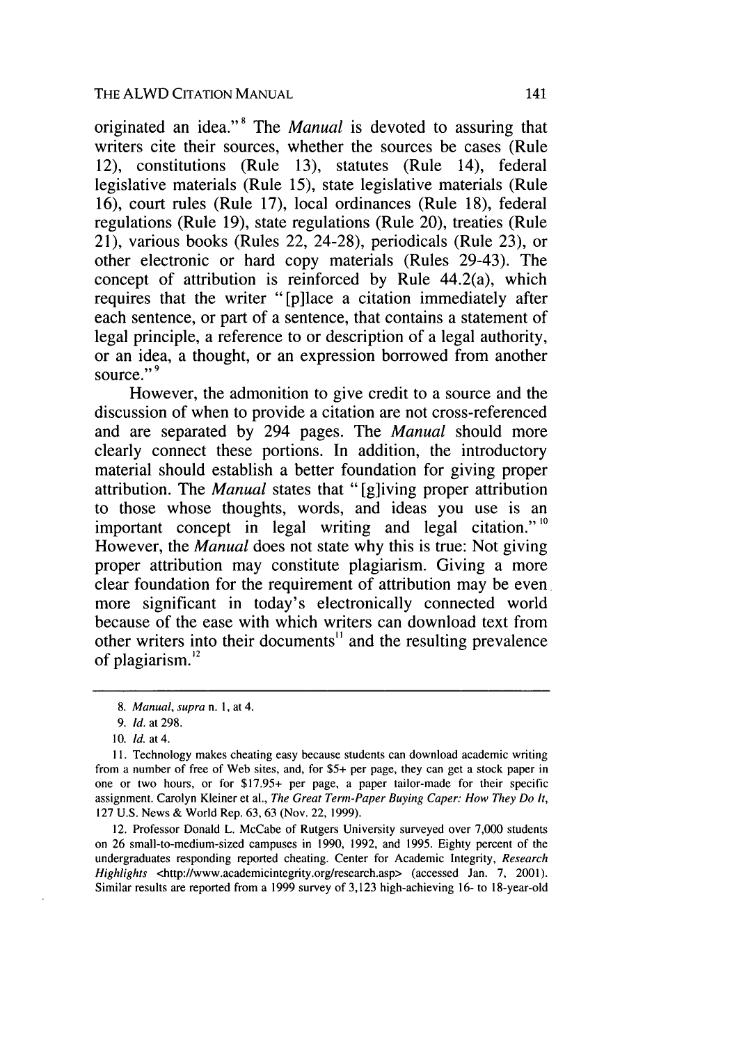originated an idea."[8] The *Manual* is devoted to assuring that writers cite their sources, whether the sources be cases (Rule 12), constitutions (Rule 13), statutes (Rule 14), federal legislative materials (Rule 15), state legislative materials (Rule 16), court rules (Rule 17), local ordinances (Rule 18), federal regulations (Rule 19), state regulations (Rule 20), treaties (Rule 21), various books (Rules 22, 24-28), periodicals (Rule 23), or other electronic or hard copy materials (Rules 29-43). The concept of attribution is reinforced by Rule 44.2(a), which requires that the writer "[p]lace a citation immediately after each sentence, or part of a sentence, that contains a statement of legal principle, a reference to or description of a legal authority, or an idea, a thought, or an expression borrowed from another source."[9]

However, the admonition to give credit to a source and the discussion of when to provide a citation are not cross-referenced and are separated by 294 pages. The *Manual* should more clearly connect these portions. In addition, the introductory material should establish a better foundation for giving proper attribution. The *Manual* states that "[g]iving proper attribution to those whose thoughts, words, and ideas you use is an important concept in legal writing and legal citation."[10] However, the *Manual* does not state why this is true: Not giving proper attribution may constitute plagiarism. Giving a more clear foundation for the requirement of attribution may be even more significant in today's electronically connected world because of the ease with which writers can download text from other writers into their documents[11] and the resulting prevalence of plagiarism.[12]

---

8. *Manual*, *supra* n. 1, at 4.

9. *Id.* at 298.

10. *Id.* at 4.

11. Technology makes cheating easy because students can download academic writing from a number of free of Web sites, and, for $5+ per page, they can get a stock paper in one or two hours, or for $17.95+ per page, a paper tailor-made for their specific assignment. Carolyn Kleiner et al., *The Great Term-Paper Buying Caper: How They Do It*, 127 U.S. News & World Rep. 63, 63 (Nov. 22, 1999).

12. Professor Donald L. McCabe of Rutgers University surveyed over 7,000 students on 26 small-to-medium-sized campuses in 1990, 1992, and 1995. Eighty percent of the undergraduates responding reported cheating. Center for Academic Integrity, *Research Highlights* <http://www.academicintegrity.org/research.asp> (accessed Jan. 7, 2001). Similar results are reported from a 1999 survey of 3,123 high-achieving 16- to 18-year-old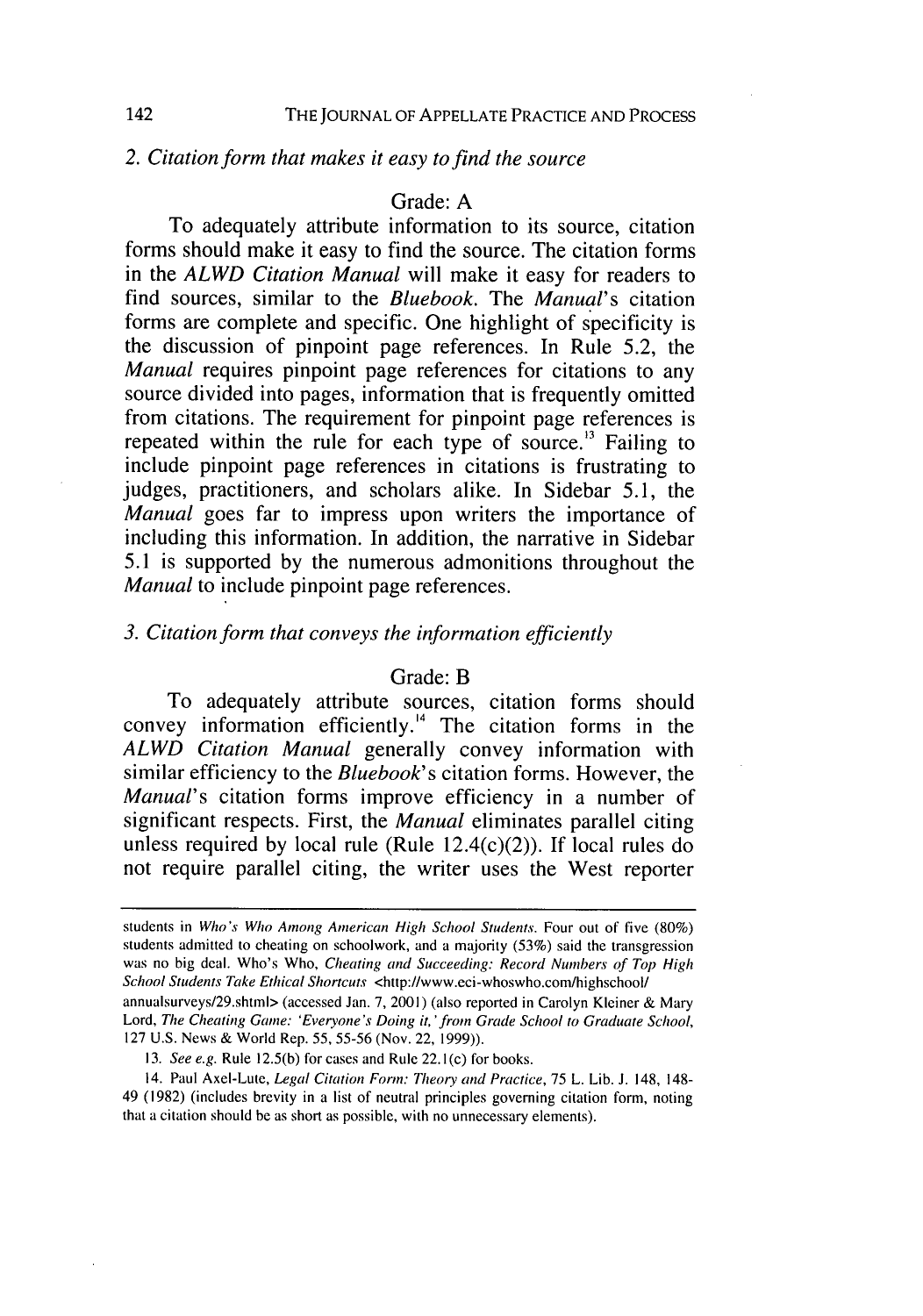*2. Citation form that makes it easy to find the source*

Grade: A

To adequately attribute information to its source, citation forms should make it easy to find the source. The citation forms in the *ALWD Citation Manual* will make it easy for readers to find sources, similar to the *Bluebook*. The *Manual*'s citation forms are complete and specific. One highlight of specificity is the discussion of pinpoint page references. In Rule 5.2, the *Manual* requires pinpoint page references for citations to any source divided into pages, information that is frequently omitted from citations. The requirement for pinpoint page references is repeated within the rule for each type of source.[13] Failing to include pinpoint page references in citations is frustrating to judges, practitioners, and scholars alike. In Sidebar 5.1, the *Manual* goes far to impress upon writers the importance of including this information. In addition, the narrative in Sidebar 5.1 is supported by the numerous admonitions throughout the *Manual* to include pinpoint page references.

*3. Citation form that conveys the information efficiently*

Grade: B

To adequately attribute sources, citation forms should convey information efficiently.[14] The citation forms in the *ALWD Citation Manual* generally convey information with similar efficiency to the *Bluebook*'s citation forms. However, the *Manual*'s citation forms improve efficiency in a number of significant respects. First, the *Manual* eliminates parallel citing unless required by local rule (Rule 12.4(c)(2)). If local rules do not require parallel citing, the writer uses the West reporter

---

students in *Who's Who Among American High School Students*. Four out of five (80%) students admitted to cheating on schoolwork, and a majority (53%) said the transgression was no big deal. Who's Who, *Cheating and Succeeding: Record Numbers of Top High School Students Take Ethical Shortcuts* <http://www.eci-whoswho.com/highschool/annualsurveys/29.shtml> (accessed Jan. 7, 2001) (also reported in Carolyn Kleiner & Mary Lord, *The Cheating Game: 'Everyone's Doing it,' from Grade School to Graduate School*, 127 U.S. News & World Rep. 55, 55-56 (Nov. 22, 1999)).

13. *See e.g.* Rule 12.5(b) for cases and Rule 22.1(c) for books.

14. Paul Axel-Lute, *Legal Citation Form: Theory and Practice*, 75 L. Lib. J. 148, 148-49 (1982) (includes brevity in a list of neutral principles governing citation form, noting that a citation should be as short as possible, with no unnecessary elements).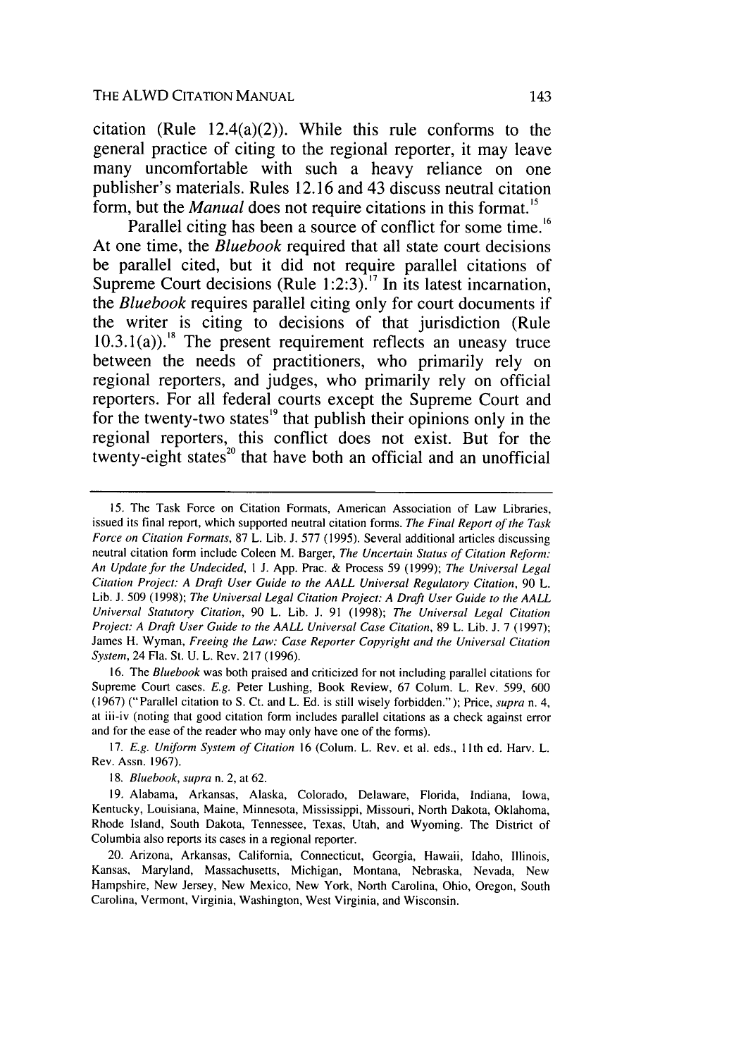citation (Rule 12.4(a)(2)). While this rule conforms to the general practice of citing to the regional reporter, it may leave many uncomfortable with such a heavy reliance on one publisher's materials. Rules 12.16 and 43 discuss neutral citation form, but the *Manual* does not require citations in this format.[15]

Parallel citing has been a source of conflict for some time.[16] At one time, the *Bluebook* required that all state court decisions be parallel cited, but it did not require parallel citations of Supreme Court decisions (Rule 1:2:3).[17] In its latest incarnation, the *Bluebook* requires parallel citing only for court documents if the writer is citing to decisions of that jurisdiction (Rule 10.3.1(a)).[18] The present requirement reflects an uneasy truce between the needs of practitioners, who primarily rely on regional reporters, and judges, who primarily rely on official reporters. For all federal courts except the Supreme Court and for the twenty-two states[19] that publish their opinions only in the regional reporters, this conflict does not exist. But for the twenty-eight states[20] that have both an official and an unofficial

---

15. The Task Force on Citation Formats, American Association of Law Libraries, issued its final report, which supported neutral citation forms. *The Final Report of the Task Force on Citation Formats*, 87 L. Lib. J. 577 (1995). Several additional articles discussing neutral citation form include Coleen M. Barger, *The Uncertain Status of Citation Reform: An Update for the Undecided*, 1 J. App. Prac. & Process 59 (1999); *The Universal Legal Citation Project: A Draft User Guide to the AALL Universal Regulatory Citation*, 90 L. Lib. J. 509 (1998); *The Universal Legal Citation Project: A Draft User Guide to the AALL Universal Statutory Citation*, 90 L. Lib. J. 91 (1998); *The Universal Legal Citation Project: A Draft User Guide to the AALL Universal Case Citation*, 89 L. Lib. J. 7 (1997); James H. Wyman, *Freeing the Law: Case Reporter Copyright and the Universal Citation System*, 24 Fla. St. U. L. Rev. 217 (1996).

16. The *Bluebook* was both praised and criticized for not including parallel citations for Supreme Court cases. *E.g.* Peter Lushing, Book Review, 67 Colum. L. Rev. 599, 600 (1967) ("Parallel citation to S. Ct. and L. Ed. is still wisely forbidden."); Price, *supra* n. 4, at iii-iv (noting that good citation form includes parallel citations as a check against error and for the ease of the reader who may only have one of the forms).

17. *E.g. Uniform System of Citation* 16 (Colum. L. Rev. et al. eds., 11th ed. Harv. L. Rev. Assn. 1967).

18. *Bluebook*, *supra* n. 2, at 62.

19. Alabama, Arkansas, Alaska, Colorado, Delaware, Florida, Indiana, Iowa, Kentucky, Louisiana, Maine, Minnesota, Mississippi, Missouri, North Dakota, Oklahoma, Rhode Island, South Dakota, Tennessee, Texas, Utah, and Wyoming. The District of Columbia also reports its cases in a regional reporter.

20. Arizona, Arkansas, California, Connecticut, Georgia, Hawaii, Idaho, Illinois, Kansas, Maryland, Massachusetts, Michigan, Montana, Nebraska, Nevada, New Hampshire, New Jersey, New Mexico, New York, North Carolina, Ohio, Oregon, South Carolina, Vermont, Virginia, Washington, West Virginia, and Wisconsin.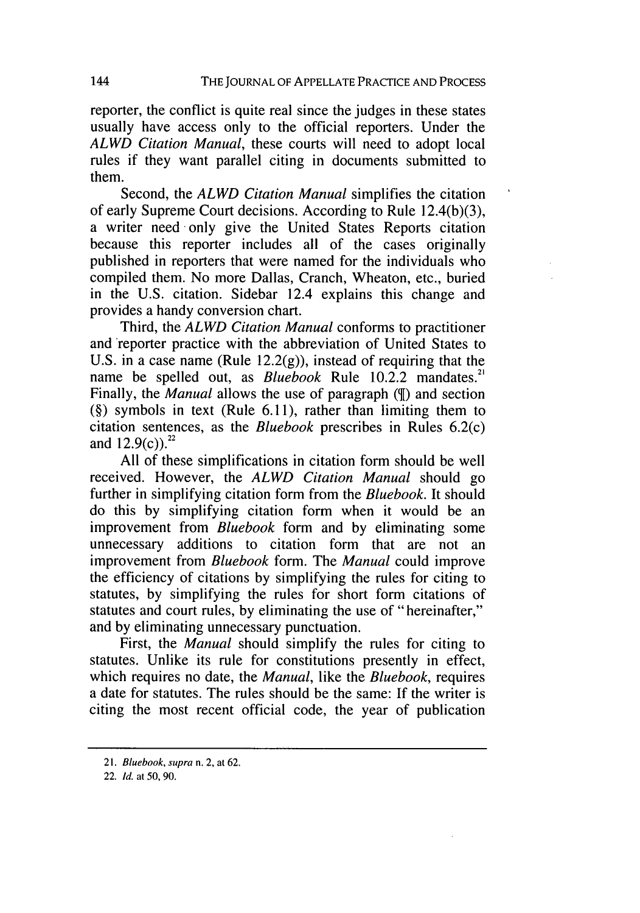reporter, the conflict is quite real since the judges in these states usually have access only to the official reporters. Under the *ALWD Citation Manual*, these courts will need to adopt local rules if they want parallel citing in documents submitted to them.

Second, the *ALWD Citation Manual* simplifies the citation of early Supreme Court decisions. According to Rule 12.4(b)(3), a writer need only give the United States Reports citation because this reporter includes all of the cases originally published in reporters that were named for the individuals who compiled them. No more Dallas, Cranch, Wheaton, etc., buried in the U.S. citation. Sidebar 12.4 explains this change and provides a handy conversion chart.

Third, the *ALWD Citation Manual* conforms to practitioner and reporter practice with the abbreviation of United States to U.S. in a case name (Rule 12.2(g)), instead of requiring that the name be spelled out, as *Bluebook* Rule 10.2.2 mandates.[21] Finally, the *Manual* allows the use of paragraph (¶) and section (§) symbols in text (Rule 6.11), rather than limiting them to citation sentences, as the *Bluebook* prescribes in Rules 6.2(c) and 12.9(c)).[22]

All of these simplifications in citation form should be well received. However, the *ALWD Citation Manual* should go further in simplifying citation form from the *Bluebook*. It should do this by simplifying citation form when it would be an improvement from *Bluebook* form and by eliminating some unnecessary additions to citation form that are not an improvement from *Bluebook* form. The *Manual* could improve the efficiency of citations by simplifying the rules for citing to statutes, by simplifying the rules for short form citations of statutes and court rules, by eliminating the use of "hereinafter," and by eliminating unnecessary punctuation.

First, the *Manual* should simplify the rules for citing to statutes. Unlike its rule for constitutions presently in effect, which requires no date, the *Manual*, like the *Bluebook*, requires a date for statutes. The rules should be the same: If the writer is citing the most recent official code, the year of publication

---

21. *Bluebook*, *supra* n. 2, at 62.

22. *Id.* at 50, 90.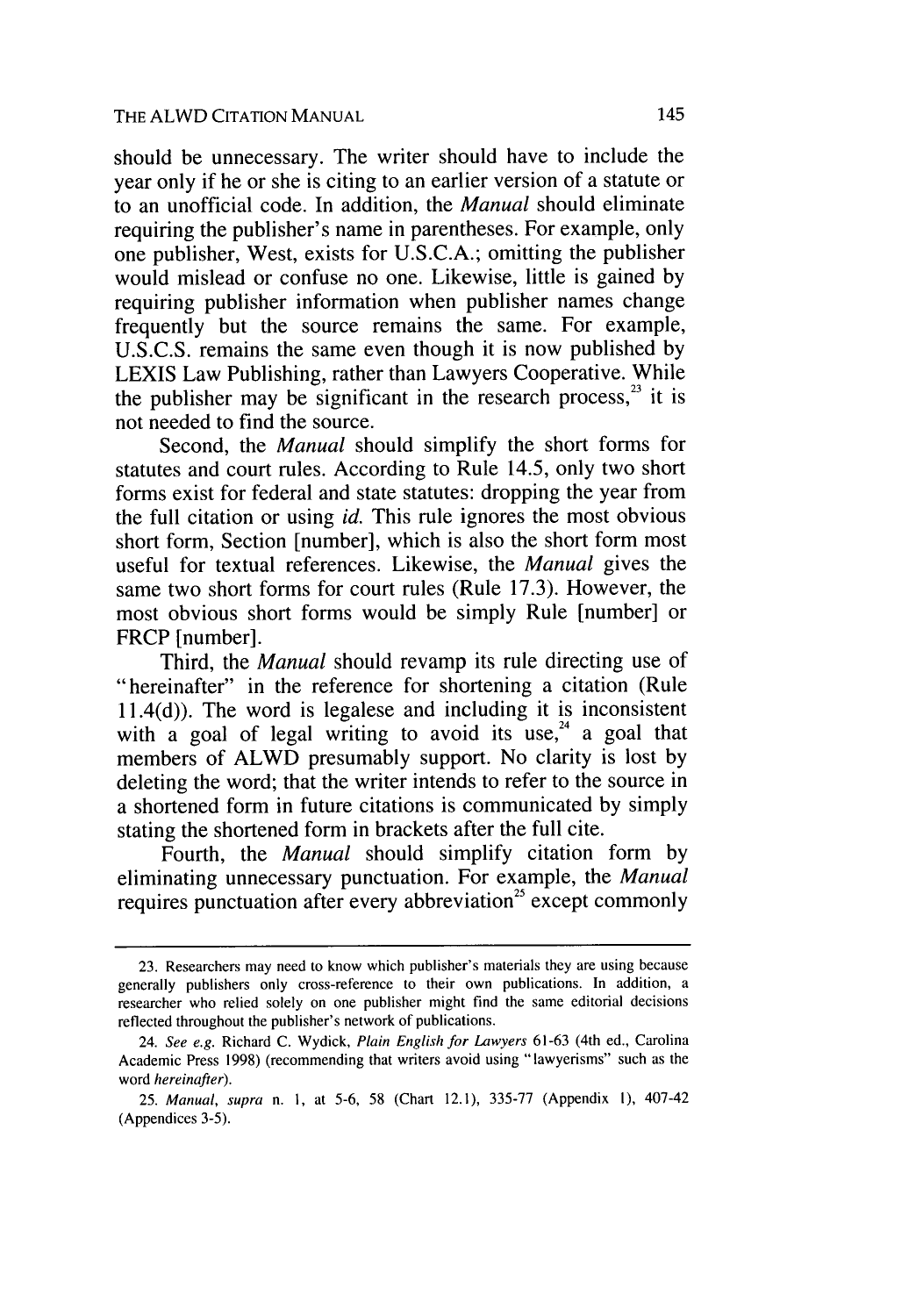should be unnecessary. The writer should have to include the year only if he or she is citing to an earlier version of a statute or to an unofficial code. In addition, the *Manual* should eliminate requiring the publisher's name in parentheses. For example, only one publisher, West, exists for U.S.C.A.; omitting the publisher would mislead or confuse no one. Likewise, little is gained by requiring publisher information when publisher names change frequently but the source remains the same. For example, U.S.C.S. remains the same even though it is now published by LEXIS Law Publishing, rather than Lawyers Cooperative. While the publisher may be significant in the research process,[23] it is not needed to find the source.

Second, the *Manual* should simplify the short forms for statutes and court rules. According to Rule 14.5, only two short forms exist for federal and state statutes: dropping the year from the full citation or using *id.* This rule ignores the most obvious short form, Section [number], which is also the short form most useful for textual references. Likewise, the *Manual* gives the same two short forms for court rules (Rule 17.3). However, the most obvious short forms would be simply Rule [number] or FRCP [number].

Third, the *Manual* should revamp its rule directing use of "hereinafter" in the reference for shortening a citation (Rule 11.4(d)). The word is legalese and including it is inconsistent with a goal of legal writing to avoid its use,[24] a goal that members of ALWD presumably support. No clarity is lost by deleting the word; that the writer intends to refer to the source in a shortened form in future citations is communicated by simply stating the shortened form in brackets after the full cite.

Fourth, the *Manual* should simplify citation form by eliminating unnecessary punctuation. For example, the *Manual* requires punctuation after every abbreviation[25] except commonly

---

23. Researchers may need to know which publisher's materials they are using because generally publishers only cross-reference to their own publications. In addition, a researcher who relied solely on one publisher might find the same editorial decisions reflected throughout the publisher's network of publications.

24. *See e.g.* Richard C. Wydick, *Plain English for Lawyers* 61-63 (4th ed., Carolina Academic Press 1998) (recommending that writers avoid using "lawyerisms" such as the word *hereinafter*).

25. *Manual*, *supra* n. 1, at 5-6, 58 (Chart 12.1), 335-77 (Appendix 1), 407-42 (Appendices 3-5).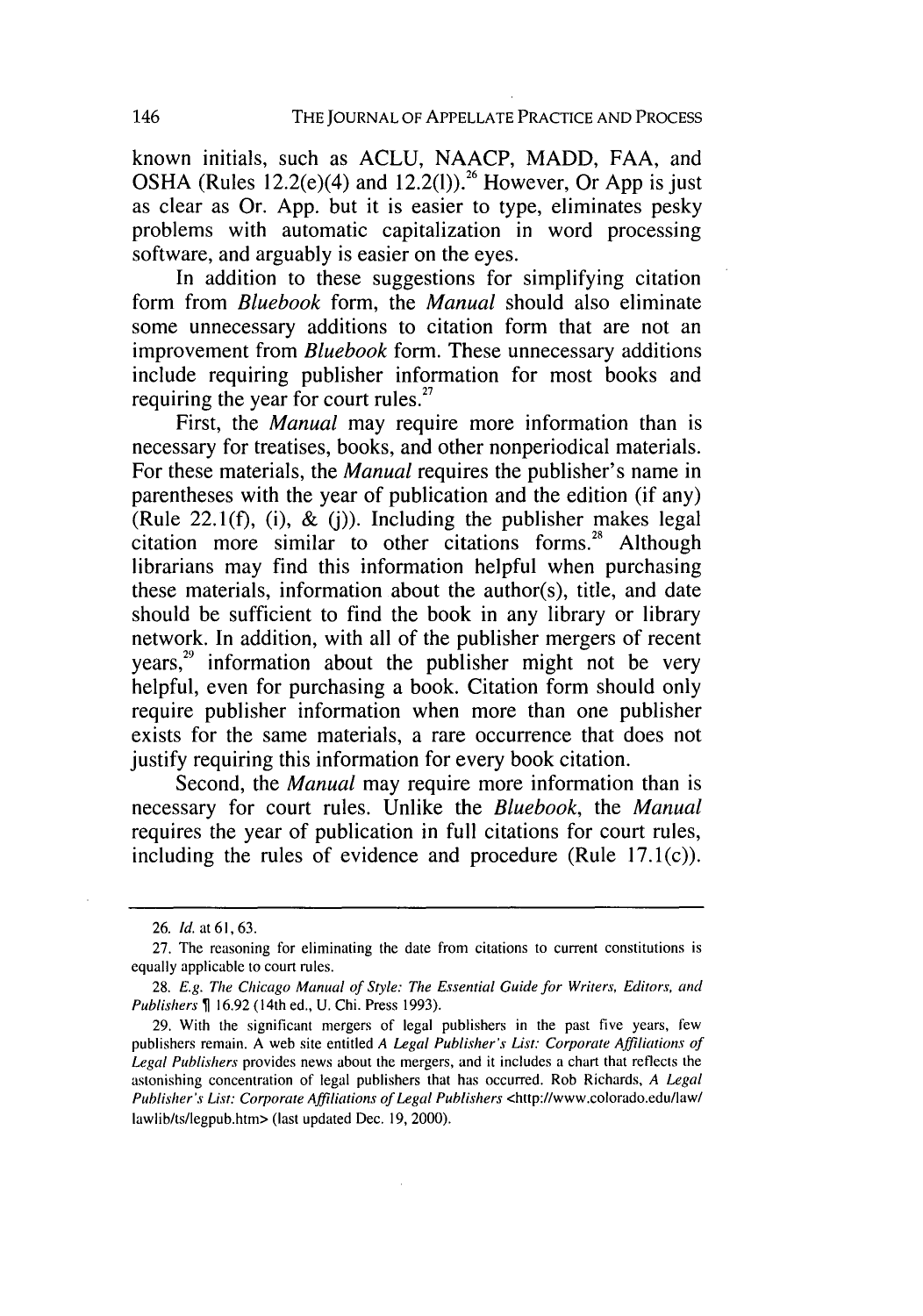known initials, such as ACLU, NAACP, MADD, FAA, and OSHA (Rules 12.2(e)(4) and 12.2(l)).[26] However, Or App is just as clear as Or. App. but it is easier to type, eliminates pesky problems with automatic capitalization in word processing software, and arguably is easier on the eyes.

In addition to these suggestions for simplifying citation form from *Bluebook* form, the *Manual* should also eliminate some unnecessary additions to citation form that are not an improvement from *Bluebook* form. These unnecessary additions include requiring publisher information for most books and requiring the year for court rules.[27]

First, the *Manual* may require more information than is necessary for treatises, books, and other nonperiodical materials. For these materials, the *Manual* requires the publisher's name in parentheses with the year of publication and the edition (if any) (Rule 22.1(f), (i), & (j)). Including the publisher makes legal citation more similar to other citations forms.[28] Although librarians may find this information helpful when purchasing these materials, information about the author(s), title, and date should be sufficient to find the book in any library or library network. In addition, with all of the publisher mergers of recent years,[29] information about the publisher might not be very helpful, even for purchasing a book. Citation form should only require publisher information when more than one publisher exists for the same materials, a rare occurrence that does not justify requiring this information for every book citation.

Second, the *Manual* may require more information than is necessary for court rules. Unlike the *Bluebook*, the *Manual* requires the year of publication in full citations for court rules, including the rules of evidence and procedure (Rule 17.1(c)).

---

26. *Id.* at 61, 63.

27. The reasoning for eliminating the date from citations to current constitutions is equally applicable to court rules.

28. *E.g. The Chicago Manual of Style: The Essential Guide for Writers, Editors, and Publishers* ¶ 16.92 (14th ed., U. Chi. Press 1993).

29. With the significant mergers of legal publishers in the past five years, few publishers remain. A web site entitled *A Legal Publisher's List: Corporate Affiliations of Legal Publishers* provides news about the mergers, and it includes a chart that reflects the astonishing concentration of legal publishers that has occurred. Rob Richards, *A Legal Publisher's List: Corporate Affiliations of Legal Publishers* <http://www.colorado.edu/law/lawlib/ts/legpub.htm> (last updated Dec. 19, 2000).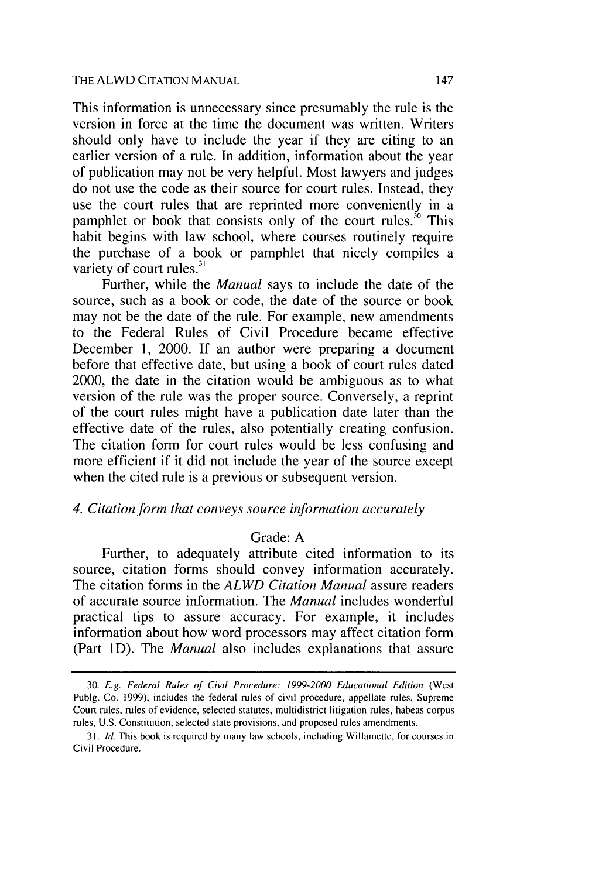This information is unnecessary since presumably the rule is the version in force at the time the document was written. Writers should only have to include the year if they are citing to an earlier version of a rule. In addition, information about the year of publication may not be very helpful. Most lawyers and judges do not use the code as their source for court rules. Instead, they use the court rules that are reprinted more conveniently in a pamphlet or book that consists only of the court rules.[30] This habit begins with law school, where courses routinely require the purchase of a book or pamphlet that nicely compiles a variety of court rules.[31]

Further, while the *Manual* says to include the date of the source, such as a book or code, the date of the source or book may not be the date of the rule. For example, new amendments to the Federal Rules of Civil Procedure became effective December 1, 2000. If an author were preparing a document before that effective date, but using a book of court rules dated 2000, the date in the citation would be ambiguous as to what version of the rule was the proper source. Conversely, a reprint of the court rules might have a publication date later than the effective date of the rules, also potentially creating confusion. The citation form for court rules would be less confusing and more efficient if it did not include the year of the source except when the cited rule is a previous or subsequent version.

#### *4. Citation form that conveys source information accurately*

Grade: A

Further, to adequately attribute cited information to its source, citation forms should convey information accurately. The citation forms in the *ALWD Citation Manual* assure readers of accurate source information. The *Manual* includes wonderful practical tips to assure accuracy. For example, it includes information about how word processors may affect citation form (Part 1D). The *Manual* also includes explanations that assure

---

30. *E.g. Federal Rules of Civil Procedure: 1999-2000 Educational Edition* (West Publg. Co. 1999), includes the federal rules of civil procedure, appellate rules, Supreme Court rules, rules of evidence, selected statutes, multidistrict litigation rules, habeas corpus rules, U.S. Constitution, selected state provisions, and proposed rules amendments.

31. *Id.* This book is required by many law schools, including Willamette, for courses in Civil Procedure.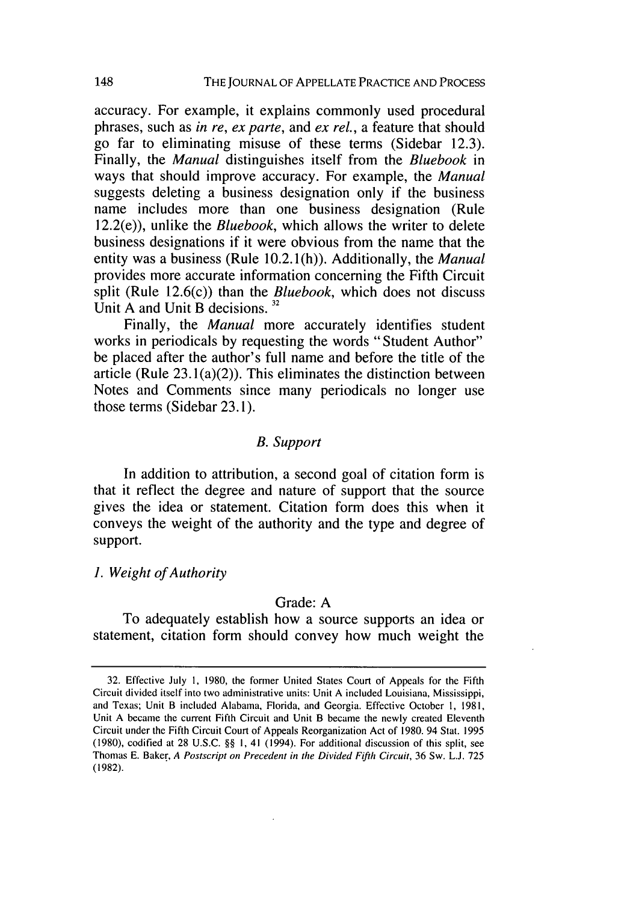accuracy. For example, it explains commonly used procedural phrases, such as *in re*, *ex parte*, and *ex rel.*, a feature that should go far to eliminating misuse of these terms (Sidebar 12.3). Finally, the *Manual* distinguishes itself from the *Bluebook* in ways that should improve accuracy. For example, the *Manual* suggests deleting a business designation only if the business name includes more than one business designation (Rule 12.2(e)), unlike the *Bluebook*, which allows the writer to delete business designations if it were obvious from the name that the entity was a business (Rule 10.2.1(h)). Additionally, the *Manual* provides more accurate information concerning the Fifth Circuit split (Rule 12.6(c)) than the *Bluebook*, which does not discuss Unit A and Unit B decisions. [32]

Finally, the *Manual* more accurately identifies student works in periodicals by requesting the words "Student Author" be placed after the author's full name and before the title of the article (Rule 23.1(a)(2)). This eliminates the distinction between Notes and Comments since many periodicals no longer use those terms (Sidebar 23.1).

### *B. Support*

In addition to attribution, a second goal of citation form is that it reflect the degree and nature of support that the source gives the idea or statement. Citation form does this when it conveys the weight of the authority and the type and degree of support.

#### *1. Weight of Authority*

Grade: A

To adequately establish how a source supports an idea or statement, citation form should convey how much weight the

---

32. Effective July 1, 1980, the former United States Court of Appeals for the Fifth Circuit divided itself into two administrative units: Unit A included Louisiana, Mississippi, and Texas; Unit B included Alabama, Florida, and Georgia. Effective October 1, 1981, Unit A became the current Fifth Circuit and Unit B became the newly created Eleventh Circuit under the Fifth Circuit Court of Appeals Reorganization Act of 1980. 94 Stat. 1995 (1980), codified at 28 U.S.C. §§ 1, 41 (1994). For additional discussion of this split, see Thomas E. Baker, *A Postscript on Precedent in the Divided Fifth Circuit*, 36 Sw. L.J. 725 (1982).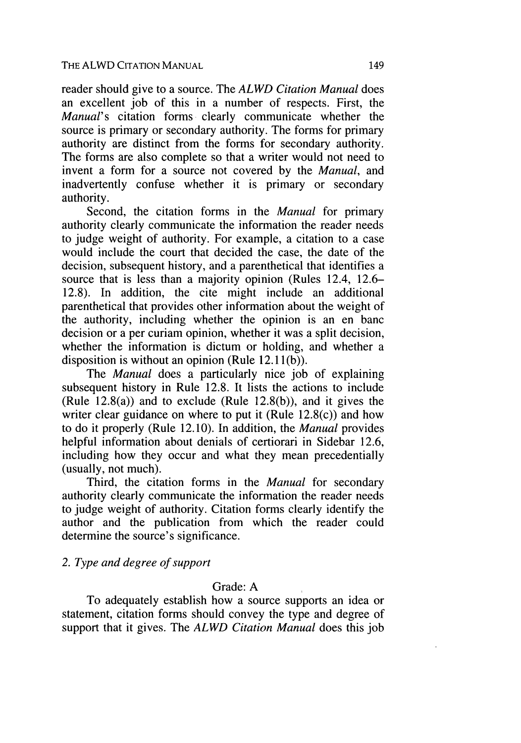reader should give to a source. The *ALWD Citation Manual* does an excellent job of this in a number of respects. First, the *Manual*'s citation forms clearly communicate whether the source is primary or secondary authority. The forms for primary authority are distinct from the forms for secondary authority. The forms are also complete so that a writer would not need to invent a form for a source not covered by the *Manual*, and inadvertently confuse whether it is primary or secondary authority.

Second, the citation forms in the *Manual* for primary authority clearly communicate the information the reader needs to judge weight of authority. For example, a citation to a case would include the court that decided the case, the date of the decision, subsequent history, and a parenthetical that identifies a source that is less than a majority opinion (Rules 12.4, 12.6–12.8). In addition, the cite might include an additional parenthetical that provides other information about the weight of the authority, including whether the opinion is an en banc decision or a per curiam opinion, whether it was a split decision, whether the information is dictum or holding, and whether a disposition is without an opinion (Rule 12.11(b)).

The *Manual* does a particularly nice job of explaining subsequent history in Rule 12.8. It lists the actions to include (Rule 12.8(a)) and to exclude (Rule 12.8(b)), and it gives the writer clear guidance on where to put it (Rule 12.8(c)) and how to do it properly (Rule 12.10). In addition, the *Manual* provides helpful information about denials of certiorari in Sidebar 12.6, including how they occur and what they mean precedentially (usually, not much).

Third, the citation forms in the *Manual* for secondary authority clearly communicate the information the reader needs to judge weight of authority. Citation forms clearly identify the author and the publication from which the reader could determine the source's significance.

*2. Type and degree of support*

Grade: A

To adequately establish how a source supports an idea or statement, citation forms should convey the type and degree of support that it gives. The *ALWD Citation Manual* does this job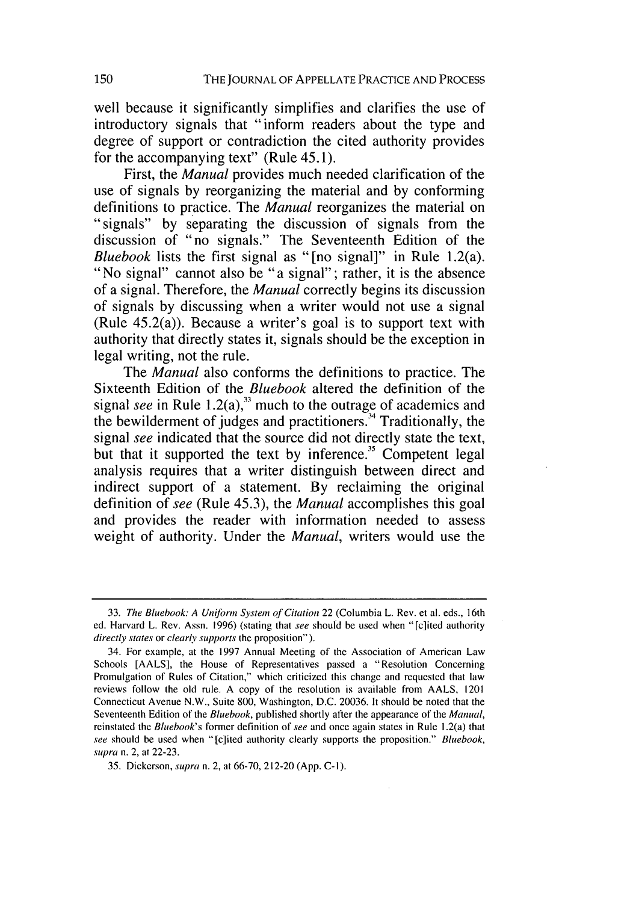well because it significantly simplifies and clarifies the use of introductory signals that "inform readers about the type and degree of support or contradiction the cited authority provides for the accompanying text" (Rule 45.1).

First, the *Manual* provides much needed clarification of the use of signals by reorganizing the material and by conforming definitions to practice. The *Manual* reorganizes the material on "signals" by separating the discussion of signals from the discussion of "no signals." The Seventeenth Edition of the *Bluebook* lists the first signal as "[no signal]" in Rule 1.2(a). "No signal" cannot also be "a signal"; rather, it is the absence of a signal. Therefore, the *Manual* correctly begins its discussion of signals by discussing when a writer would not use a signal (Rule 45.2(a)). Because a writer's goal is to support text with authority that directly states it, signals should be the exception in legal writing, not the rule.

The *Manual* also conforms the definitions to practice. The Sixteenth Edition of the *Bluebook* altered the definition of the signal *see* in Rule 1.2(a),[33] much to the outrage of academics and the bewilderment of judges and practitioners.[34] Traditionally, the signal *see* indicated that the source did not directly state the text, but that it supported the text by inference.[35] Competent legal analysis requires that a writer distinguish between direct and indirect support of a statement. By reclaiming the original definition of *see* (Rule 45.3), the *Manual* accomplishes this goal and provides the reader with information needed to assess weight of authority. Under the *Manual*, writers would use the

---

33. *The Bluebook: A Uniform System of Citation* 22 (Columbia L. Rev. et al. eds., 16th ed. Harvard L. Rev. Assn. 1996) (stating that *see* should be used when "[c]ited authority *directly states* or *clearly supports* the proposition").

34. For example, at the 1997 Annual Meeting of the Association of American Law Schools [AALS], the House of Representatives passed a "Resolution Concerning Promulgation of Rules of Citation," which criticized this change and requested that law reviews follow the old rule. A copy of the resolution is available from AALS, 1201 Connecticut Avenue N.W., Suite 800, Washington, D.C. 20036. It should be noted that the Seventeenth Edition of the *Bluebook*, published shortly after the appearance of the *Manual*, reinstated the *Bluebook's* former definition of *see* and once again states in Rule 1.2(a) that *see* should be used when "[c]ited authority clearly supports the proposition." *Bluebook*, *supra* n. 2, at 22-23.

35. Dickerson, *supra* n. 2, at 66-70, 212-20 (App. C-1).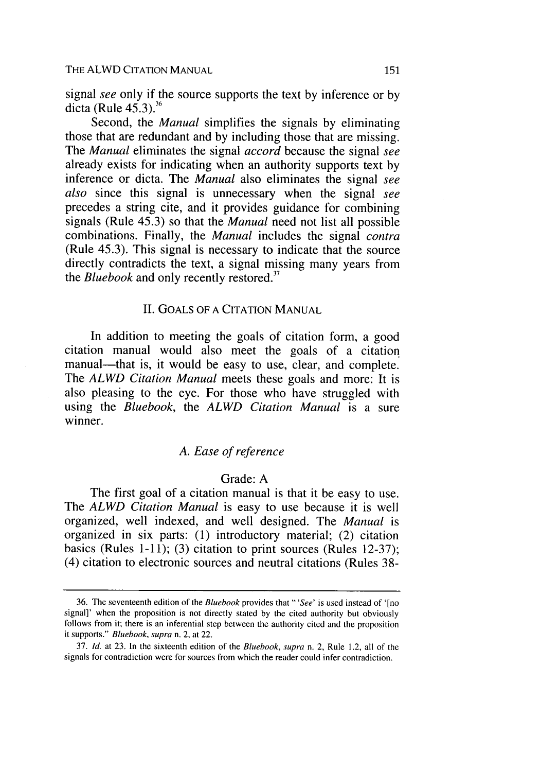signal *see* only if the source supports the text by inference or by dicta (Rule 45.3).[36]

Second, the *Manual* simplifies the signals by eliminating those that are redundant and by including those that are missing. The *Manual* eliminates the signal *accord* because the signal *see* already exists for indicating when an authority supports text by inference or dicta. The *Manual* also eliminates the signal *see also* since this signal is unnecessary when the signal *see* precedes a string cite, and it provides guidance for combining signals (Rule 45.3) so that the *Manual* need not list all possible combinations. Finally, the *Manual* includes the signal *contra* (Rule 45.3). This signal is necessary to indicate that the source directly contradicts the text, a signal missing many years from the *Bluebook* and only recently restored.[37]

## II. GOALS OF A CITATION MANUAL

In addition to meeting the goals of citation form, a good citation manual would also meet the goals of a citation manual—that is, it would be easy to use, clear, and complete. The *ALWD Citation Manual* meets these goals and more: It is also pleasing to the eye. For those who have struggled with using the *Bluebook*, the *ALWD Citation Manual* is a sure winner.

### *A. Ease of reference*

Grade: A

The first goal of a citation manual is that it be easy to use. The *ALWD Citation Manual* is easy to use because it is well organized, well indexed, and well designed. The *Manual* is organized in six parts: (1) introductory material; (2) citation basics (Rules 1-11); (3) citation to print sources (Rules 12-37); (4) citation to electronic sources and neutral citations (Rules 38-

---

36. The seventeenth edition of the *Bluebook* provides that "'*See*' is used instead of '[no signal]' when the proposition is not directly stated by the cited authority but obviously follows from it; there is an inferential step between the authority cited and the proposition it supports." *Bluebook*, *supra* n. 2, at 22.

37. *Id.* at 23. In the sixteenth edition of the *Bluebook*, *supra* n. 2, Rule 1.2, all of the signals for contradiction were for sources from which the reader could infer contradiction.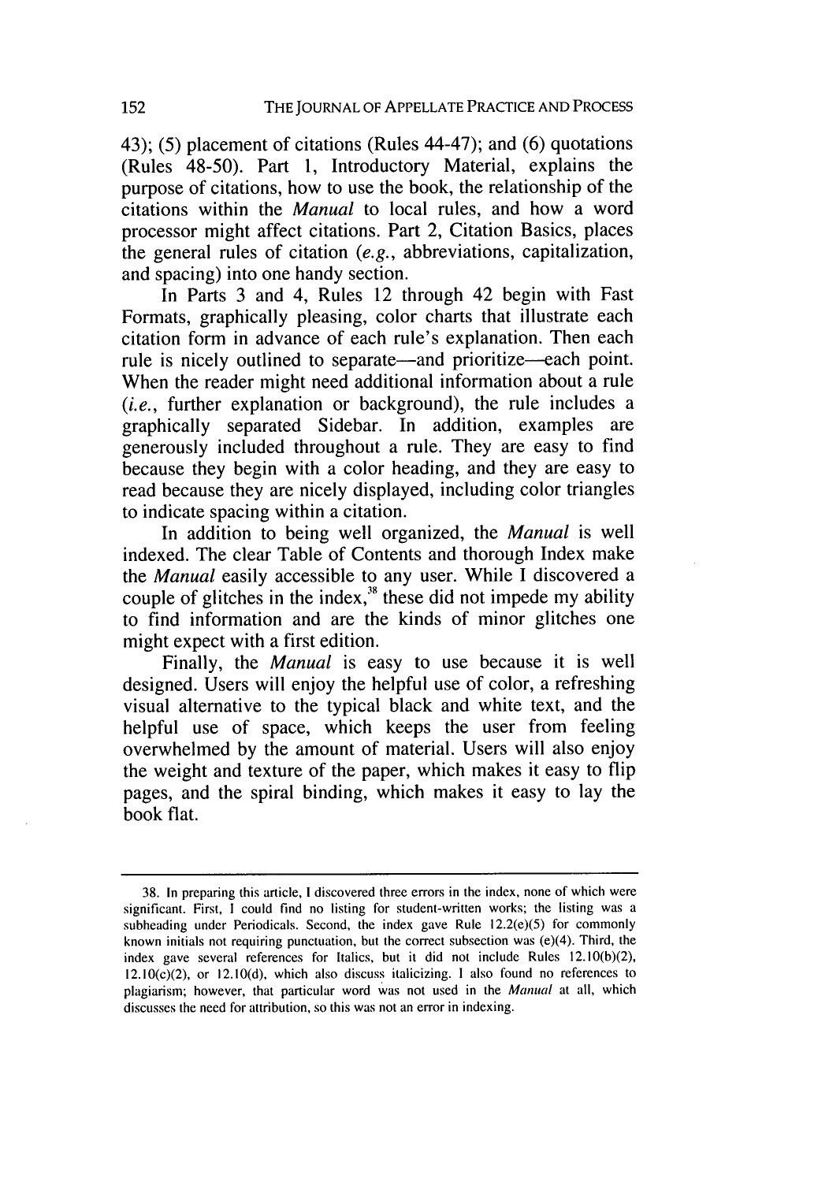43); (5) placement of citations (Rules 44-47); and (6) quotations (Rules 48-50). Part 1, Introductory Material, explains the purpose of citations, how to use the book, the relationship of the citations within the *Manual* to local rules, and how a word processor might affect citations. Part 2, Citation Basics, places the general rules of citation (*e.g.*, abbreviations, capitalization, and spacing) into one handy section.

In Parts 3 and 4, Rules 12 through 42 begin with Fast Formats, graphically pleasing, color charts that illustrate each citation form in advance of each rule's explanation. Then each rule is nicely outlined to separate—and prioritize—each point. When the reader might need additional information about a rule (*i.e.*, further explanation or background), the rule includes a graphically separated Sidebar. In addition, examples are generously included throughout a rule. They are easy to find because they begin with a color heading, and they are easy to read because they are nicely displayed, including color triangles to indicate spacing within a citation.

In addition to being well organized, the *Manual* is well indexed. The clear Table of Contents and thorough Index make the *Manual* easily accessible to any user. While I discovered a couple of glitches in the index,[38] these did not impede my ability to find information and are the kinds of minor glitches one might expect with a first edition.

Finally, the *Manual* is easy to use because it is well designed. Users will enjoy the helpful use of color, a refreshing visual alternative to the typical black and white text, and the helpful use of space, which keeps the user from feeling overwhelmed by the amount of material. Users will also enjoy the weight and texture of the paper, which makes it easy to flip pages, and the spiral binding, which makes it easy to lay the book flat.

---

38. In preparing this article, I discovered three errors in the index, none of which were significant. First, I could find no listing for student-written works; the listing was a subheading under Periodicals. Second, the index gave Rule 12.2(e)(5) for commonly known initials not requiring punctuation, but the correct subsection was (e)(4). Third, the index gave several references for Italics, but it did not include Rules 12.10(b)(2), 12.10(c)(2), or 12.10(d), which also discuss italicizing. I also found no references to plagiarism; however, that particular word was not used in the *Manual* at all, which discusses the need for attribution, so this was not an error in indexing.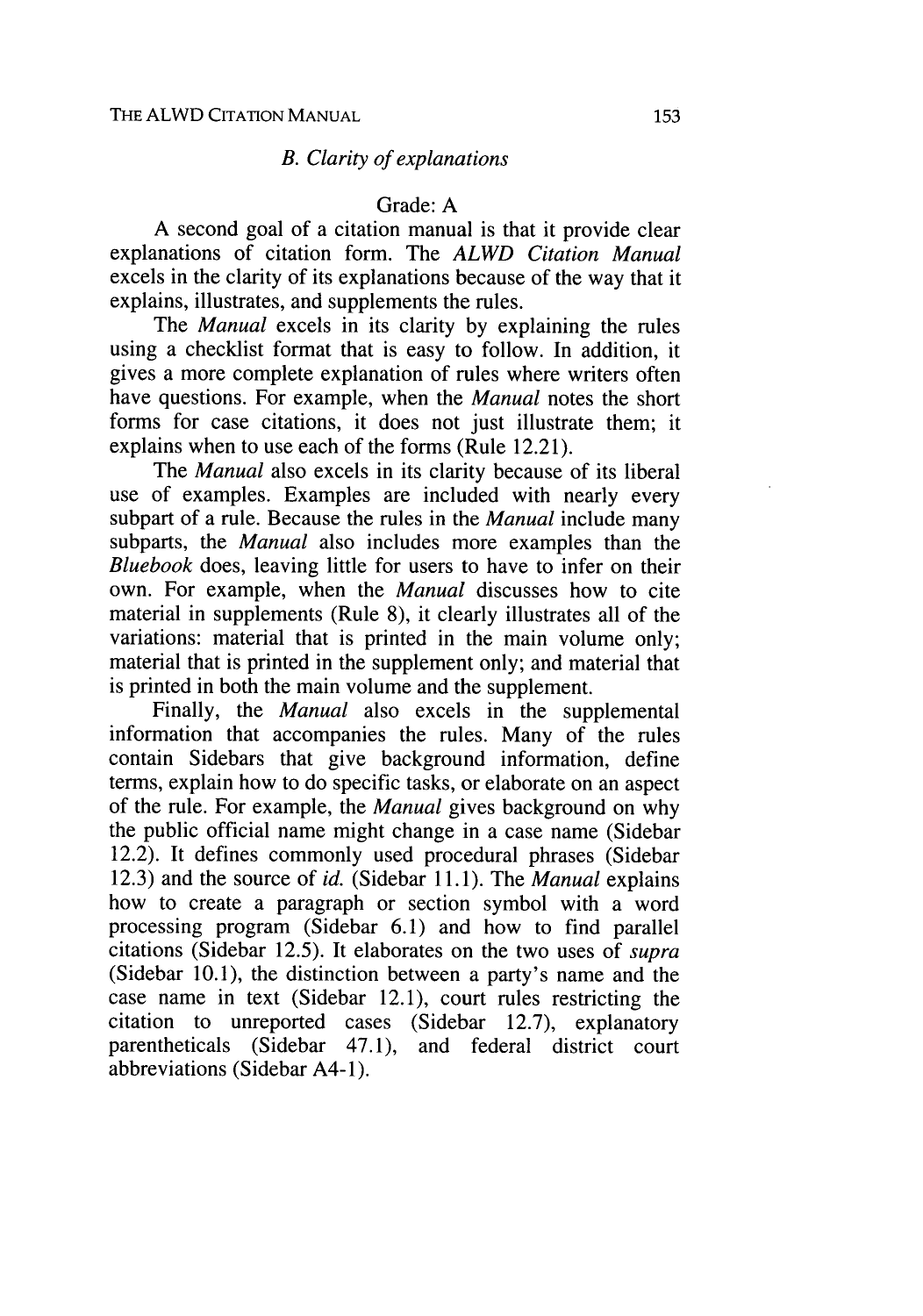### *B. Clarity of explanations*

Grade: A

A second goal of a citation manual is that it provide clear explanations of citation form. The *ALWD Citation Manual* excels in the clarity of its explanations because of the way that it explains, illustrates, and supplements the rules.

The *Manual* excels in its clarity by explaining the rules using a checklist format that is easy to follow. In addition, it gives a more complete explanation of rules where writers often have questions. For example, when the *Manual* notes the short forms for case citations, it does not just illustrate them; it explains when to use each of the forms (Rule 12.21).

The *Manual* also excels in its clarity because of its liberal use of examples. Examples are included with nearly every subpart of a rule. Because the rules in the *Manual* include many subparts, the *Manual* also includes more examples than the *Bluebook* does, leaving little for users to have to infer on their own. For example, when the *Manual* discusses how to cite material in supplements (Rule 8), it clearly illustrates all of the variations: material that is printed in the main volume only; material that is printed in the supplement only; and material that is printed in both the main volume and the supplement.

Finally, the *Manual* also excels in the supplemental information that accompanies the rules. Many of the rules contain Sidebars that give background information, define terms, explain how to do specific tasks, or elaborate on an aspect of the rule. For example, the *Manual* gives background on why the public official name might change in a case name (Sidebar 12.2). It defines commonly used procedural phrases (Sidebar 12.3) and the source of *id.* (Sidebar 11.1). The *Manual* explains how to create a paragraph or section symbol with a word processing program (Sidebar 6.1) and how to find parallel citations (Sidebar 12.5). It elaborates on the two uses of *supra* (Sidebar 10.1), the distinction between a party's name and the case name in text (Sidebar 12.1), court rules restricting the citation to unreported cases (Sidebar 12.7), explanatory parentheticals (Sidebar 47.1), and federal district court abbreviations (Sidebar A4-1).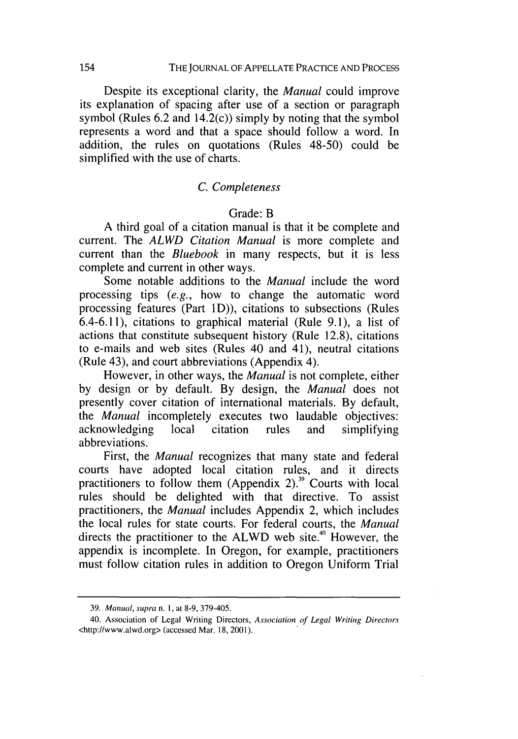Despite its exceptional clarity, the *Manual* could improve its explanation of spacing after use of a section or paragraph symbol (Rules 6.2 and 14.2(c)) simply by noting that the symbol represents a word and that a space should follow a word. In addition, the rules on quotations (Rules 48-50) could be simplified with the use of charts.

### *C. Completeness*

Grade: B

A third goal of a citation manual is that it be complete and current. The *ALWD Citation Manual* is more complete and current than the *Bluebook* in many respects, but it is less complete and current in other ways.

Some notable additions to the *Manual* include the word processing tips (*e.g.*, how to change the automatic word processing features (Part 1D)), citations to subsections (Rules 6.4-6.11), citations to graphical material (Rule 9.1), a list of actions that constitute subsequent history (Rule 12.8), citations to e-mails and web sites (Rules 40 and 41), neutral citations (Rule 43), and court abbreviations (Appendix 4).

However, in other ways, the *Manual* is not complete, either by design or by default. By design, the *Manual* does not presently cover citation of international materials. By default, the *Manual* incompletely executes two laudable objectives: acknowledging local citation rules and simplifying abbreviations.

First, the *Manual* recognizes that many state and federal courts have adopted local citation rules, and it directs practitioners to follow them (Appendix 2).[39] Courts with local rules should be delighted with that directive. To assist practitioners, the *Manual* includes Appendix 2, which includes the local rules for state courts. For federal courts, the *Manual* directs the practitioner to the ALWD web site.[40] However, the appendix is incomplete. In Oregon, for example, practitioners must follow citation rules in addition to Oregon Uniform Trial

---

39. *Manual*, *supra* n. 1, at 8-9, 379-405.

40. Association of Legal Writing Directors, *Association of Legal Writing Directors* <http://www.alwd.org> (accessed Mar. 18, 2001).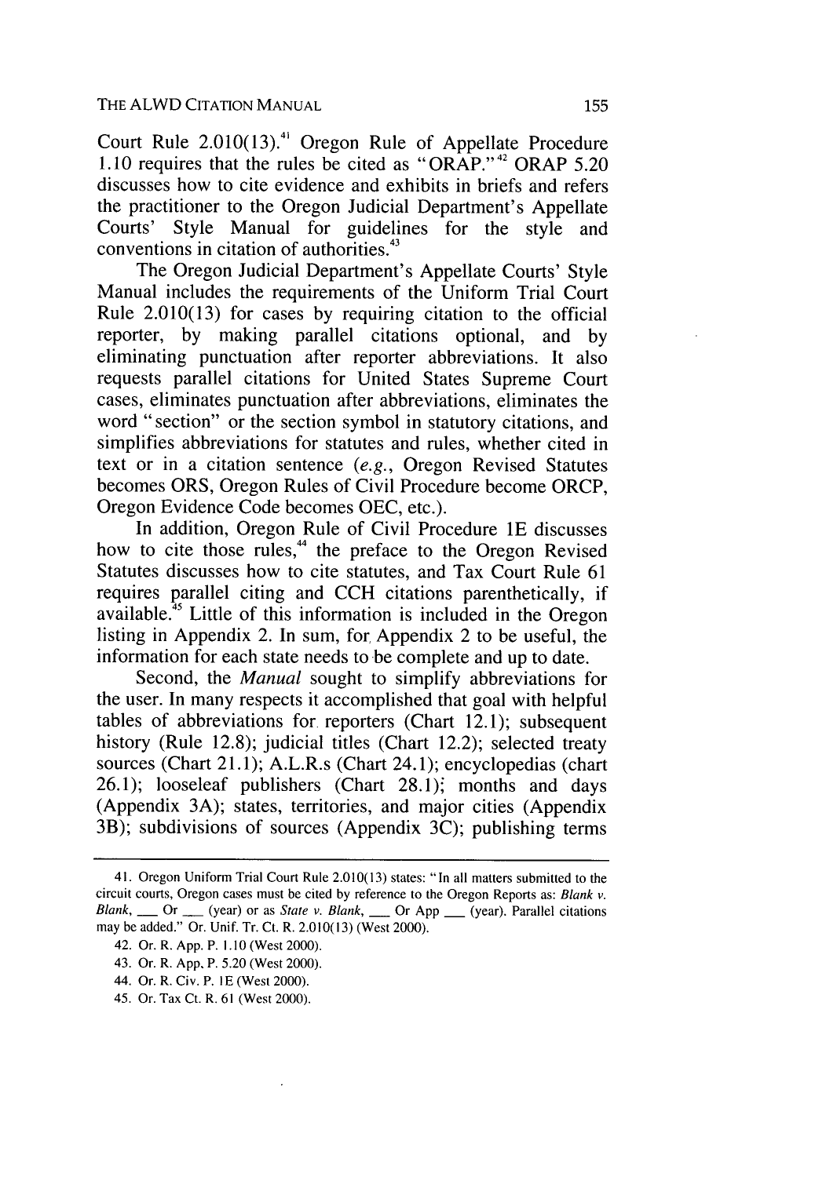Court Rule 2.010(13).[41] Oregon Rule of Appellate Procedure 1.10 requires that the rules be cited as "ORAP."[42] ORAP 5.20 discusses how to cite evidence and exhibits in briefs and refers the practitioner to the Oregon Judicial Department's Appellate Courts' Style Manual for guidelines for the style and conventions in citation of authorities.[43]

The Oregon Judicial Department's Appellate Courts' Style Manual includes the requirements of the Uniform Trial Court Rule 2.010(13) for cases by requiring citation to the official reporter, by making parallel citations optional, and by eliminating punctuation after reporter abbreviations. It also requests parallel citations for United States Supreme Court cases, eliminates punctuation after abbreviations, eliminates the word "section" or the section symbol in statutory citations, and simplifies abbreviations for statutes and rules, whether cited in text or in a citation sentence (*e.g.*, Oregon Revised Statutes becomes ORS, Oregon Rules of Civil Procedure become ORCP, Oregon Evidence Code becomes OEC, etc.).

In addition, Oregon Rule of Civil Procedure 1E discusses how to cite those rules,[44] the preface to the Oregon Revised Statutes discusses how to cite statutes, and Tax Court Rule 61 requires parallel citing and CCH citations parenthetically, if available.[45] Little of this information is included in the Oregon listing in Appendix 2. In sum, for Appendix 2 to be useful, the information for each state needs to be complete and up to date.

Second, the *Manual* sought to simplify abbreviations for the user. In many respects it accomplished that goal with helpful tables of abbreviations for reporters (Chart 12.1); subsequent history (Rule 12.8); judicial titles (Chart 12.2); selected treaty sources (Chart 21.1); A.L.R.s (Chart 24.1); encyclopedias (chart 26.1); looseleaf publishers (Chart 28.1); months and days (Appendix 3A); states, territories, and major cities (Appendix 3B); subdivisions of sources (Appendix 3C); publishing terms

---

41. Oregon Uniform Trial Court Rule 2.010(13) states: "In all matters submitted to the circuit courts, Oregon cases must be cited by reference to the Oregon Reports as: *Blank v. Blank*, \_\_\_ Or \_\_\_ (year) or as *State v. Blank*, \_\_\_ Or App \_\_\_ (year). Parallel citations may be added." Or. Unif. Tr. Ct. R. 2.010(13) (West 2000).

42. Or. R. App. P. 1.10 (West 2000).

43. Or. R. App. P. 5.20 (West 2000).

44. Or. R. Civ. P. 1E (West 2000).

45. Or. Tax Ct. R. 61 (West 2000).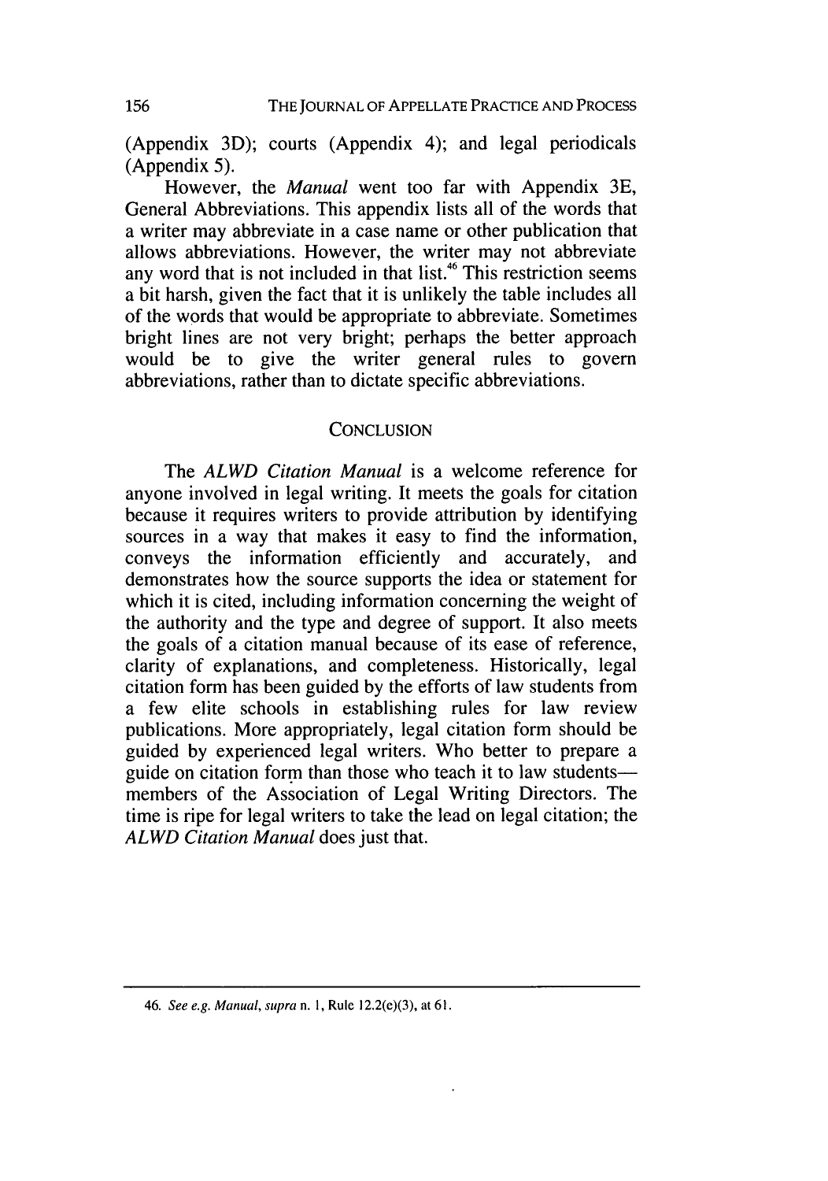(Appendix 3D); courts (Appendix 4); and legal periodicals (Appendix 5).

However, the *Manual* went too far with Appendix 3E, General Abbreviations. This appendix lists all of the words that a writer may abbreviate in a case name or other publication that allows abbreviations. However, the writer may not abbreviate any word that is not included in that list.[46] This restriction seems a bit harsh, given the fact that it is unlikely the table includes all of the words that would be appropriate to abbreviate. Sometimes bright lines are not very bright; perhaps the better approach would be to give the writer general rules to govern abbreviations, rather than to dictate specific abbreviations.

## CONCLUSION

The *ALWD Citation Manual* is a welcome reference for anyone involved in legal writing. It meets the goals for citation because it requires writers to provide attribution by identifying sources in a way that makes it easy to find the information, conveys the information efficiently and accurately, and demonstrates how the source supports the idea or statement for which it is cited, including information concerning the weight of the authority and the type and degree of support. It also meets the goals of a citation manual because of its ease of reference, clarity of explanations, and completeness. Historically, legal citation form has been guided by the efforts of law students from a few elite schools in establishing rules for law review publications. More appropriately, legal citation form should be guided by experienced legal writers. Who better to prepare a guide on citation form than those who teach it to law students—members of the Association of Legal Writing Directors. The time is ripe for legal writers to take the lead on legal citation; the *ALWD Citation Manual* does just that.

---

46. *See e.g. Manual, supra* n. 1, Rule 12.2(e)(3), at 61.